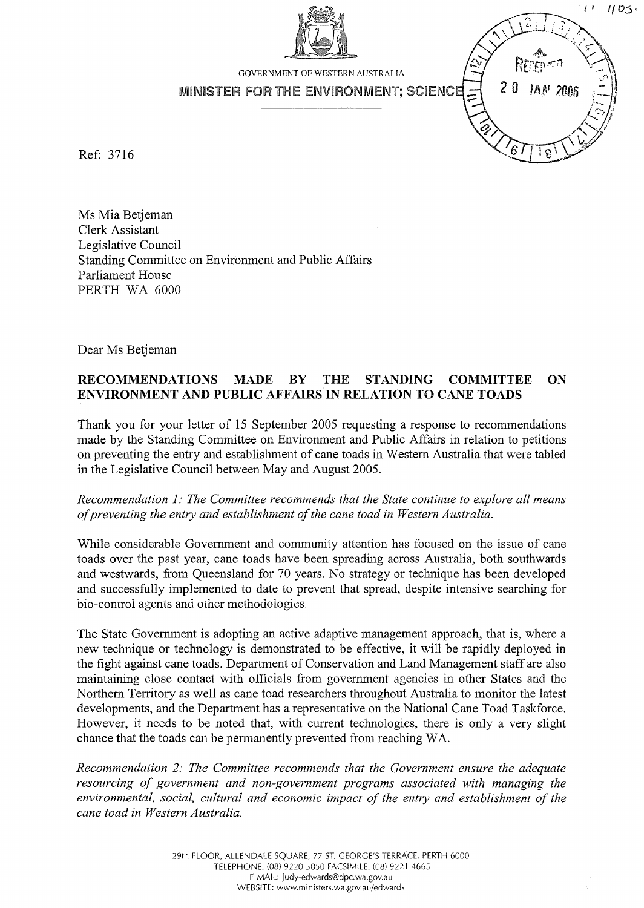GOVERNMENT OF WESTERN AUSTRALIA

**MINISTER FOR THE ENVIRONMENT; SCIENCE**

Ref: 3716

Ms Mia Betjeman
Clerk Assistant
Legislative Council
Standing Committee on Environment and Public Affairs
Parliament House
PERTH WA 6000

Dear Ms Betjeman

**RECOMMENDATIONS MADE BY THE STANDING COMMITTEE ON ENVIRONMENT AND PUBLIC AFFAIRS IN RELATION TO CANE TOADS**

Thank you for your letter of 15 September 2005 requesting a response to recommendations made by the Standing Committee on Environment and Public Affairs in relation to petitions on preventing the entry and establishment of cane toads in Western Australia that were tabled in the Legislative Council between May and August 2005.

*Recommendation 1: The Committee recommends that the State continue to explore all means of preventing the entry and establishment of the cane toad in Western Australia.*

While considerable Government and community attention has focused on the issue of cane toads over the past year, cane toads have been spreading across Australia, both southwards and westwards, from Queensland for 70 years. No strategy or technique has been developed and successfully implemented to date to prevent that spread, despite intensive searching for bio-control agents and other methodologies.

The State Government is adopting an active adaptive management approach, that is, where a new technique or technology is demonstrated to be effective, it will be rapidly deployed in the fight against cane toads. Department of Conservation and Land Management staff are also maintaining close contact with officials from government agencies in other States and the Northern Territory as well as cane toad researchers throughout Australia to monitor the latest developments, and the Department has a representative on the National Cane Toad Taskforce. However, it needs to be noted that, with current technologies, there is only a very slight chance that the toads can be permanently prevented from reaching WA.

*Recommendation 2: The Committee recommends that the Government ensure the adequate resourcing of government and non-government programs associated with managing the environmental, social, cultural and economic impact of the entry and establishment of the cane toad in Western Australia.*

29th FLOOR, ALLENDALE SQUARE, 77 ST. GEORGE'S TERRACE, PERTH 6000
TELEPHONE: (08) 9220 5050 FACSIMILE: (08) 9221 4665
E-MAIL: judy-edwards@dpc.wa.gov.au
WEBSITE: www.ministers.wa.gov.au/edwards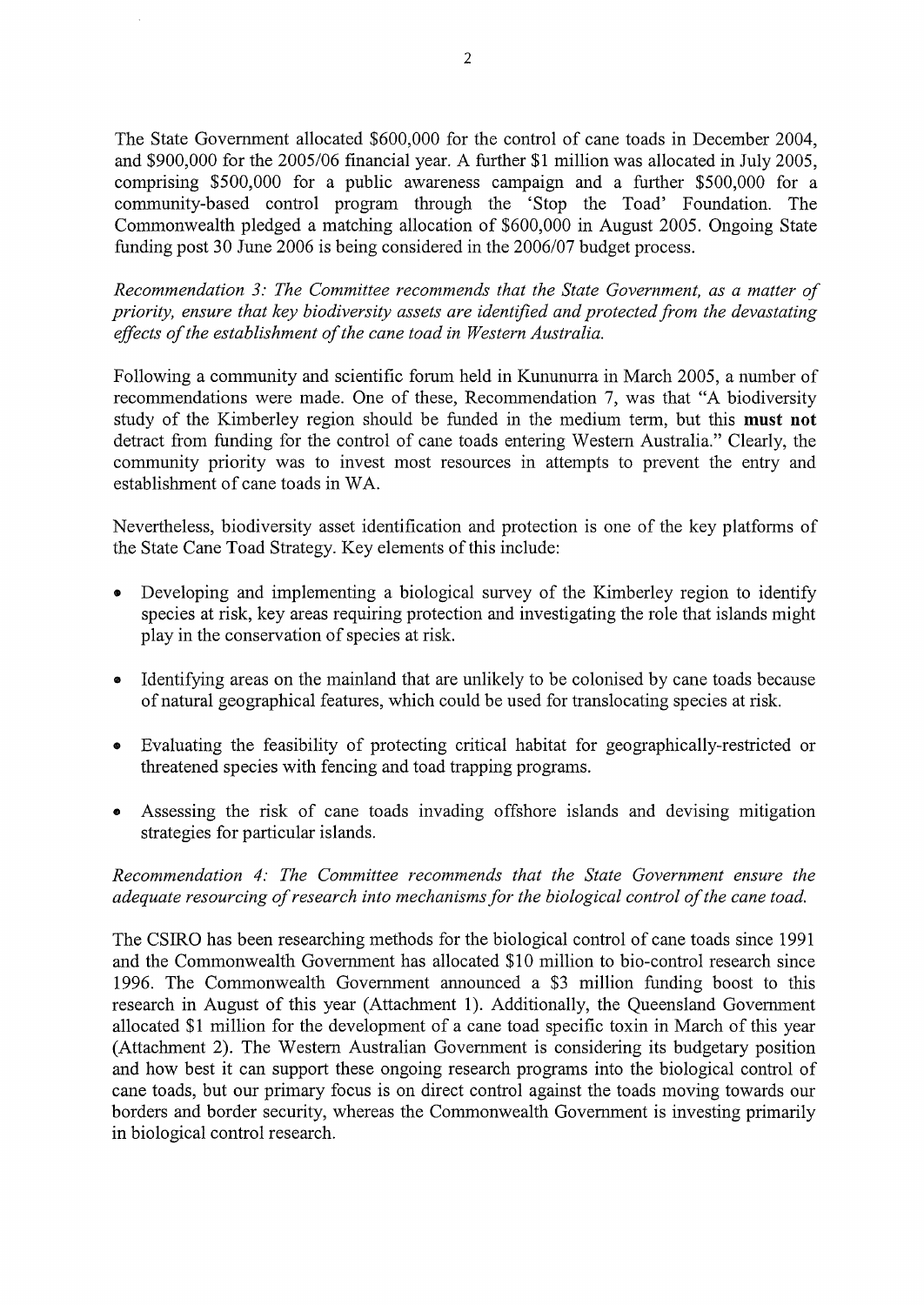The State Government allocated $600,000 for the control of cane toads in December 2004, and $900,000 for the 2005/06 financial year. A further $1 million was allocated in July 2005, comprising $500,000 for a public awareness campaign and a further $500,000 for a community-based control program through the 'Stop the Toad' Foundation. The Commonwealth pledged a matching allocation of $600,000 in August 2005. Ongoing State funding post 30 June 2006 is being considered in the 2006/07 budget process.

*Recommendation 3: The Committee recommends that the State Government, as a matter of priority, ensure that key biodiversity assets are identified and protected from the devastating effects of the establishment of the cane toad in Western Australia.*

Following a community and scientific forum held in Kununurra in March 2005, a number of recommendations were made. One of these, Recommendation 7, was that "A biodiversity study of the Kimberley region should be funded in the medium term, but this **must not** detract from funding for the control of cane toads entering Western Australia." Clearly, the community priority was to invest most resources in attempts to prevent the entry and establishment of cane toads in WA.

Nevertheless, biodiversity asset identification and protection is one of the key platforms of the State Cane Toad Strategy. Key elements of this include:

- Developing and implementing a biological survey of the Kimberley region to identify species at risk, key areas requiring protection and investigating the role that islands might play in the conservation of species at risk.
- Identifying areas on the mainland that are unlikely to be colonised by cane toads because of natural geographical features, which could be used for translocating species at risk.
- Evaluating the feasibility of protecting critical habitat for geographically-restricted or threatened species with fencing and toad trapping programs.
- Assessing the risk of cane toads invading offshore islands and devising mitigation strategies for particular islands.

*Recommendation 4: The Committee recommends that the State Government ensure the adequate resourcing of research into mechanisms for the biological control of the cane toad.*

The CSIRO has been researching methods for the biological control of cane toads since 1991 and the Commonwealth Government has allocated $10 million to bio-control research since 1996. The Commonwealth Government announced a $3 million funding boost to this research in August of this year (Attachment 1). Additionally, the Queensland Government allocated $1 million for the development of a cane toad specific toxin in March of this year (Attachment 2). The Western Australian Government is considering its budgetary position and how best it can support these ongoing research programs into the biological control of cane toads, but our primary focus is on direct control against the toads moving towards our borders and border security, whereas the Commonwealth Government is investing primarily in biological control research.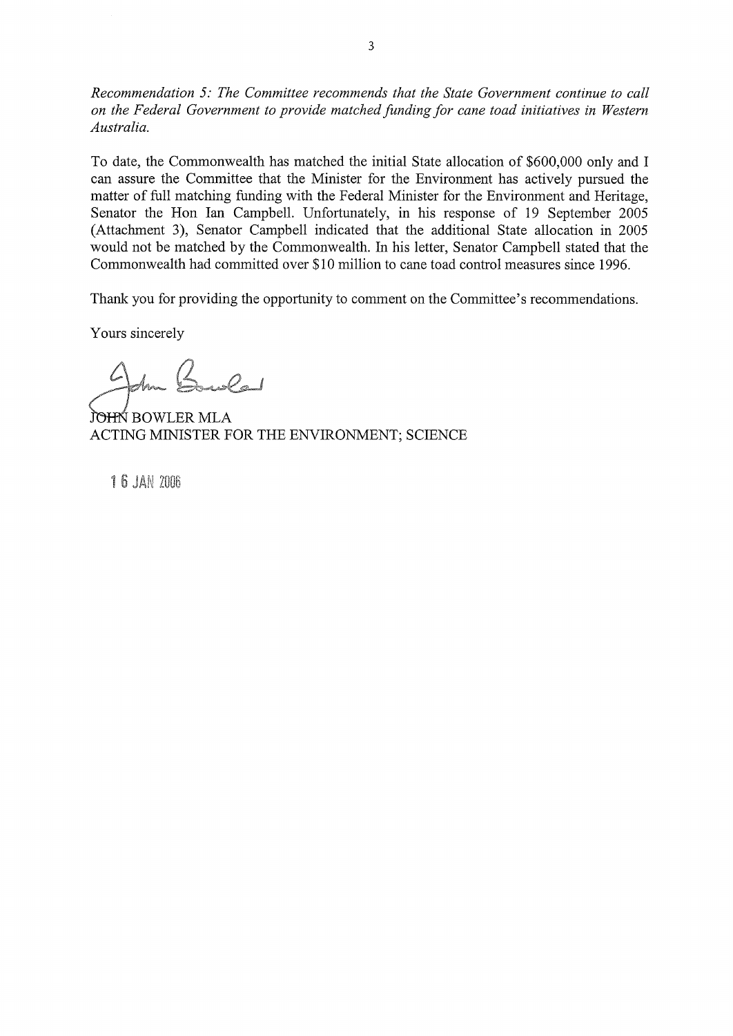*Recommendation 5: The Committee recommends that the State Government continue to call on the Federal Government to provide matched funding for cane toad initiatives in Western Australia.*

To date, the Commonwealth has matched the initial State allocation of $600,000 only and I can assure the Committee that the Minister for the Environment has actively pursued the matter of full matching funding with the Federal Minister for the Environment and Heritage, Senator the Hon Ian Campbell. Unfortunately, in his response of 19 September 2005 (Attachment 3), Senator Campbell indicated that the additional State allocation in 2005 would not be matched by the Commonwealth. In his letter, Senator Campbell stated that the Commonwealth had committed over $10 million to cane toad control measures since 1996.

Thank you for providing the opportunity to comment on the Committee's recommendations.

Yours sincerely

JOHN BOWLER MLA
ACTING MINISTER FOR THE ENVIRONMENT; SCIENCE

16 JAN 2006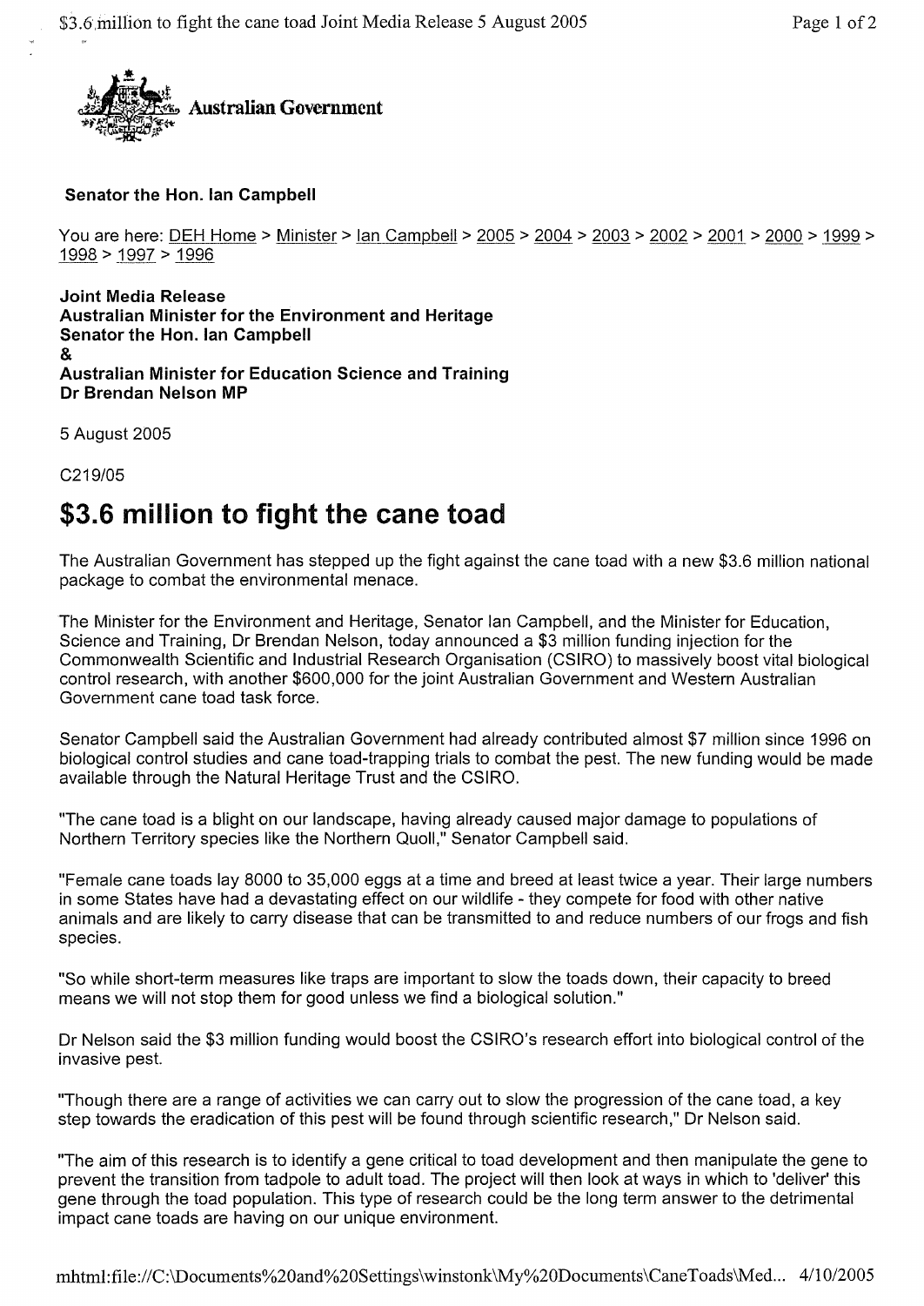**Australian Government**

**Senator the Hon. Ian Campbell**

You are here: DEH Home > Minister > Ian Campbell > 2005 > 2004 > 2003 > 2002 > 2001 > 2000 > 1999 > 1998 > 1997 > 1996

**Joint Media Release**
**Australian Minister for the Environment and Heritage**
**Senator the Hon. Ian Campbell**
**&**
**Australian Minister for Education Science and Training**
**Dr Brendan Nelson MP**

5 August 2005

C219/05

# $3.6 million to fight the cane toad

The Australian Government has stepped up the fight against the cane toad with a new $3.6 million national package to combat the environmental menace.

The Minister for the Environment and Heritage, Senator Ian Campbell, and the Minister for Education, Science and Training, Dr Brendan Nelson, today announced a $3 million funding injection for the Commonwealth Scientific and Industrial Research Organisation (CSIRO) to massively boost vital biological control research, with another $600,000 for the joint Australian Government and Western Australian Government cane toad task force.

Senator Campbell said the Australian Government had already contributed almost $7 million since 1996 on biological control studies and cane toad-trapping trials to combat the pest. The new funding would be made available through the Natural Heritage Trust and the CSIRO.

"The cane toad is a blight on our landscape, having already caused major damage to populations of Northern Territory species like the Northern Quoll," Senator Campbell said.

"Female cane toads lay 8000 to 35,000 eggs at a time and breed at least twice a year. Their large numbers in some States have had a devastating effect on our wildlife - they compete for food with other native animals and are likely to carry disease that can be transmitted to and reduce numbers of our frogs and fish species.

"So while short-term measures like traps are important to slow the toads down, their capacity to breed means we will not stop them for good unless we find a biological solution."

Dr Nelson said the $3 million funding would boost the CSIRO's research effort into biological control of the invasive pest.

"Though there are a range of activities we can carry out to slow the progression of the cane toad, a key step towards the eradication of this pest will be found through scientific research," Dr Nelson said.

"The aim of this research is to identify a gene critical to toad development and then manipulate the gene to prevent the transition from tadpole to adult toad. The project will then look at ways in which to 'deliver' this gene through the toad population. This type of research could be the long term answer to the detrimental impact cane toads are having on our unique environment.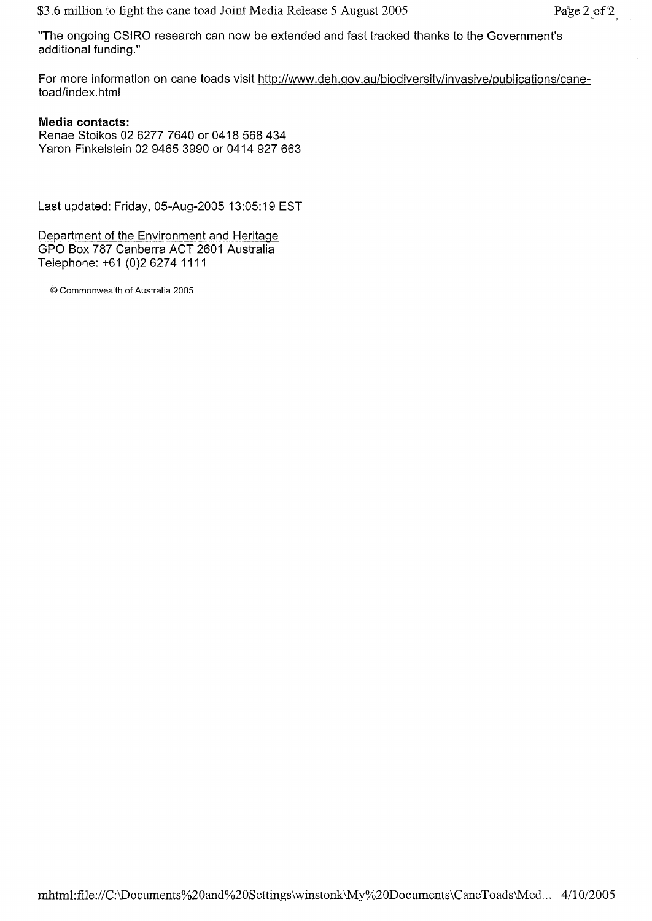"The ongoing CSIRO research can now be extended and fast tracked thanks to the Government's additional funding."

For more information on cane toads visit http://www.deh.gov.au/biodiversity/invasive/publications/cane-toad/index.html

**Media contacts:**
Renae Stoikos 02 6277 7640 or 0418 568 434
Yaron Finkelstein 02 9465 3990 or 0414 927 663

Last updated: Friday, 05-Aug-2005 13:05:19 EST

Department of the Environment and Heritage
GPO Box 787 Canberra ACT 2601 Australia
Telephone: +61 (0)2 6274 1111

© Commonwealth of Australia 2005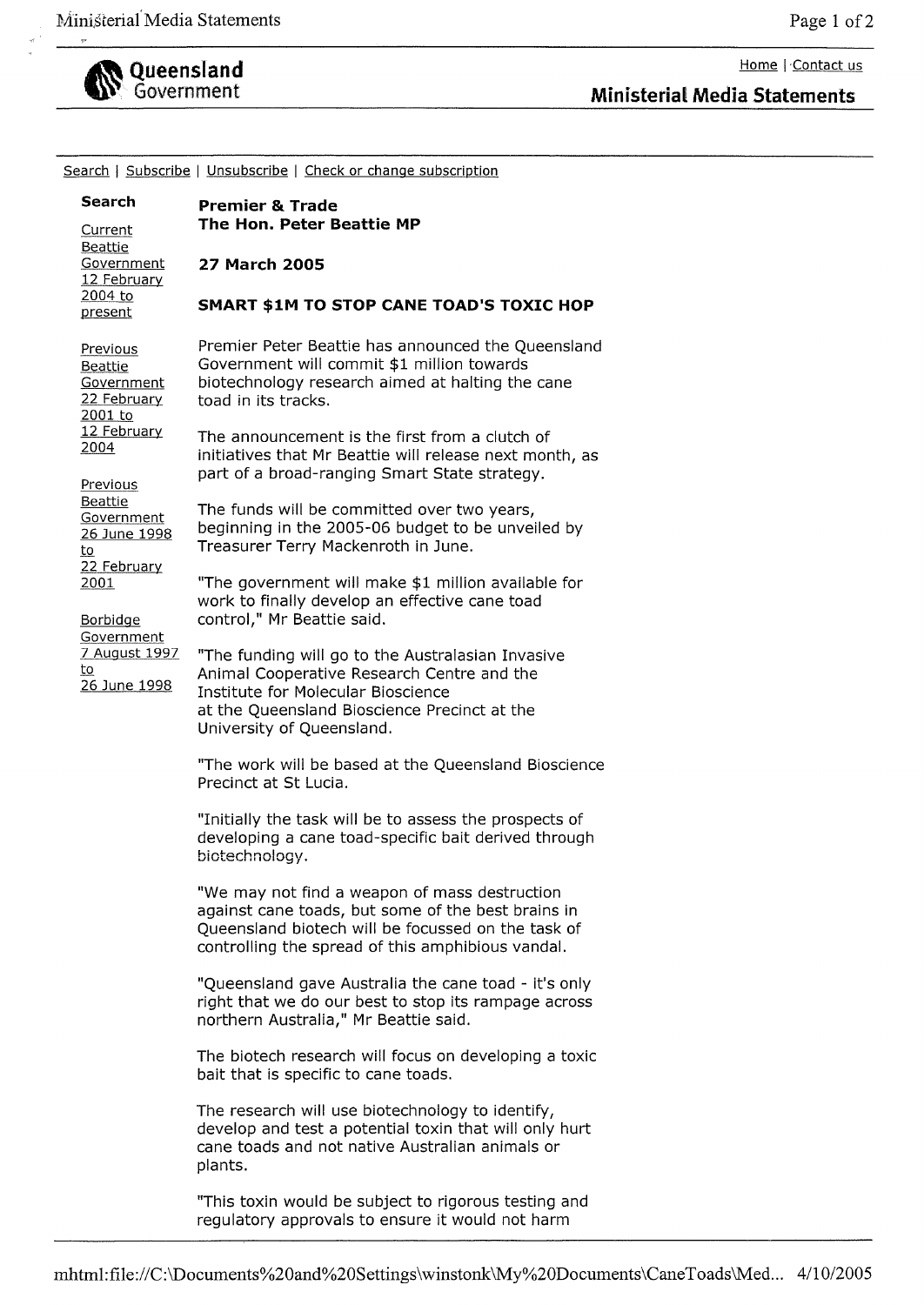**Queensland Government**

Home | Contact us

## Ministerial Media Statements

Search | Subscribe | Unsubscribe | Check or change subscription

**Search**

Current Beattie Government 12 February 2004 to present

Previous Beattie Government 22 February 2001 to 12 February 2004

Previous Beattie Government 26 June 1998 to 22 February 2001

Borbidge Government 7 August 1997 to 26 June 1998

**Premier & Trade**
**The Hon. Peter Beattie MP**

**27 March 2005**

### SMART $1M TO STOP CANE TOAD'S TOXIC HOP

Premier Peter Beattie has announced the Queensland Government will commit $1 million towards biotechnology research aimed at halting the cane toad in its tracks.

The announcement is the first from a clutch of initiatives that Mr Beattie will release next month, as part of a broad-ranging Smart State strategy.

The funds will be committed over two years, beginning in the 2005-06 budget to be unveiled by Treasurer Terry Mackenroth in June.

"The government will make $1 million available for work to finally develop an effective cane toad control," Mr Beattie said.

"The funding will go to the Australasian Invasive Animal Cooperative Research Centre and the Institute for Molecular Bioscience at the Queensland Bioscience Precinct at the University of Queensland.

"The work will be based at the Queensland Bioscience Precinct at St Lucia.

"Initially the task will be to assess the prospects of developing a cane toad-specific bait derived through biotechnology.

"We may not find a weapon of mass destruction against cane toads, but some of the best brains in Queensland biotech will be focussed on the task of controlling the spread of this amphibious vandal.

"Queensland gave Australia the cane toad - it's only right that we do our best to stop its rampage across northern Australia," Mr Beattie said.

The biotech research will focus on developing a toxic bait that is specific to cane toads.

The research will use biotechnology to identify, develop and test a potential toxin that will only hurt cane toads and not native Australian animals or plants.

"This toxin would be subject to rigorous testing and regulatory approvals to ensure it would not harm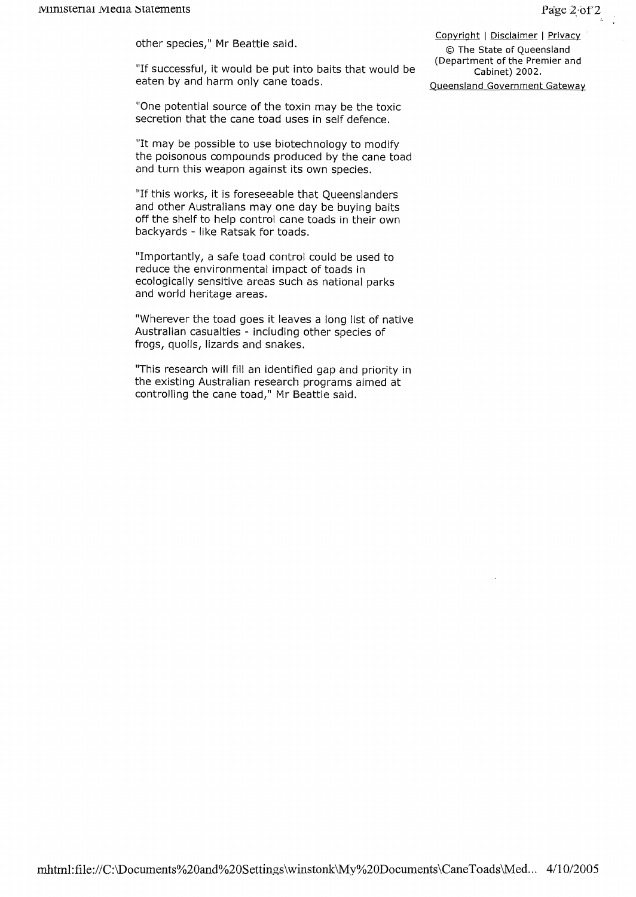other species," Mr Beattie said.

"If successful, it would be put into baits that would be eaten by and harm only cane toads.

"One potential source of the toxin may be the toxic secretion that the cane toad uses in self defence.

"It may be possible to use biotechnology to modify the poisonous compounds produced by the cane toad and turn this weapon against its own species.

"If this works, it is foreseeable that Queenslanders and other Australians may one day be buying baits off the shelf to help control cane toads in their own backyards - like Ratsak for toads.

"Importantly, a safe toad control could be used to reduce the environmental impact of toads in ecologically sensitive areas such as national parks and world heritage areas.

"Wherever the toad goes it leaves a long list of native Australian casualties - including other species of frogs, quolls, lizards and snakes.

"This research will fill an identified gap and priority in the existing Australian research programs aimed at controlling the cane toad," Mr Beattie said.

Copyright | Disclaimer | Privacy

© The State of Queensland (Department of the Premier and Cabinet) 2002.

Queensland Government Gateway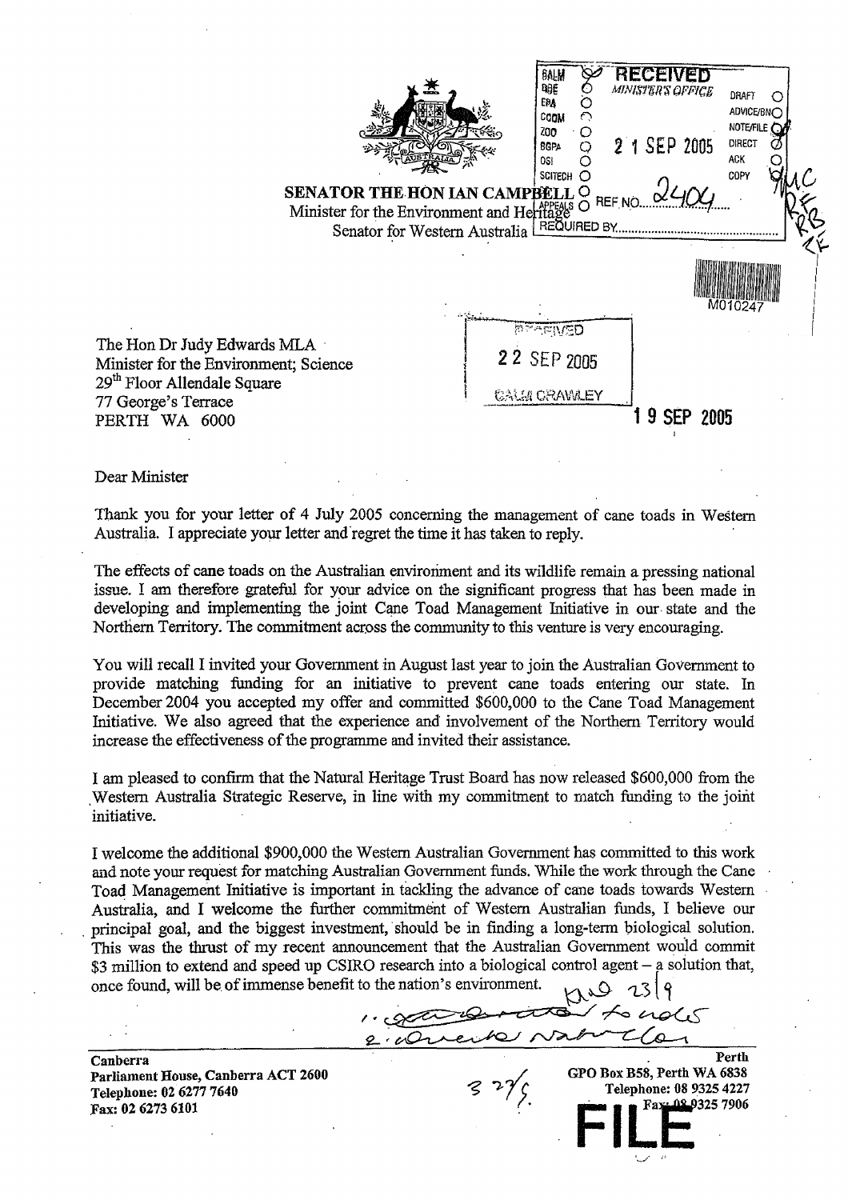**SENATOR THE HON IAN CAMPBELL**
Minister for the Environment and Heritage
Senator for Western Australia

RECEIVED
MINISTER'S OFFICE
21 SEP 2005
REF NO. 2404

M010247

The Hon Dr Judy Edwards MLA
Minister for the Environment; Science
29th Floor Allendale Square
77 George's Terrace
PERTH WA 6000

RECEIVED
22 SEP 2005
CALM CRAWLEY

19 SEP 2005

Dear Minister

Thank you for your letter of 4 July 2005 concerning the management of cane toads in Western Australia. I appreciate your letter and regret the time it has taken to reply.

The effects of cane toads on the Australian environment and its wildlife remain a pressing national issue. I am therefore grateful for your advice on the significant progress that has been made in developing and implementing the joint Cane Toad Management Initiative in our state and the Northern Territory. The commitment across the community to this venture is very encouraging.

You will recall I invited your Government in August last year to join the Australian Government to provide matching funding for an initiative to prevent cane toads entering our state. In December 2004 you accepted my offer and committed $600,000 to the Cane Toad Management Initiative. We also agreed that the experience and involvement of the Northern Territory would increase the effectiveness of the programme and invited their assistance.

I am pleased to confirm that the Natural Heritage Trust Board has now released $600,000 from the Western Australia Strategic Reserve, in line with my commitment to match funding to the joint initiative.

I welcome the additional $900,000 the Western Australian Government has committed to this work and note your request for matching Australian Government funds. While the work through the Cane Toad Management Initiative is important in tackling the advance of cane toads towards Western Australia, and I welcome the further commitment of Western Australian funds, I believe our principal goal, and the biggest investment, should be in finding a long-term biological solution. This was the thrust of my recent announcement that the Australian Government would commit $3 million to extend and speed up CSIRO research into a biological control agent – a solution that, once found, will be of immense benefit to the nation's environment.

**Canberra**
**Parliament House, Canberra ACT 2600**
**Telephone: 02 6277 7640**
**Fax: 02 6273 6101**

**Perth**
**GPO Box B58, Perth WA 6838**
**Telephone: 08 9325 4227**
**Fax: 08 9325 7906**

**FILE**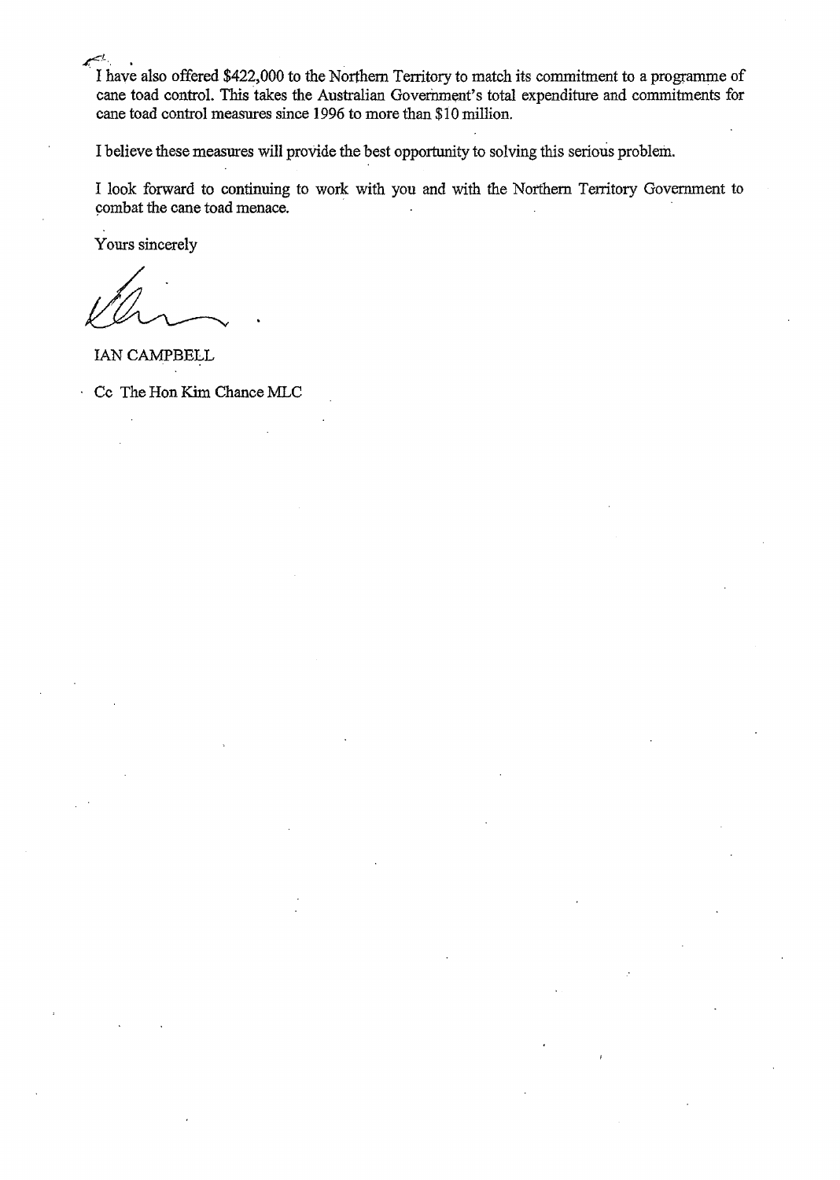I have also offered $422,000 to the Northern Territory to match its commitment to a programme of cane toad control. This takes the Australian Government's total expenditure and commitments for cane toad control measures since 1996 to more than $10 million.

I believe these measures will provide the best opportunity to solving this serious problem.

I look forward to continuing to work with you and with the Northern Territory Government to combat the cane toad menace.

Yours sincerely

IAN CAMPBELL

Cc The Hon Kim Chance MLC